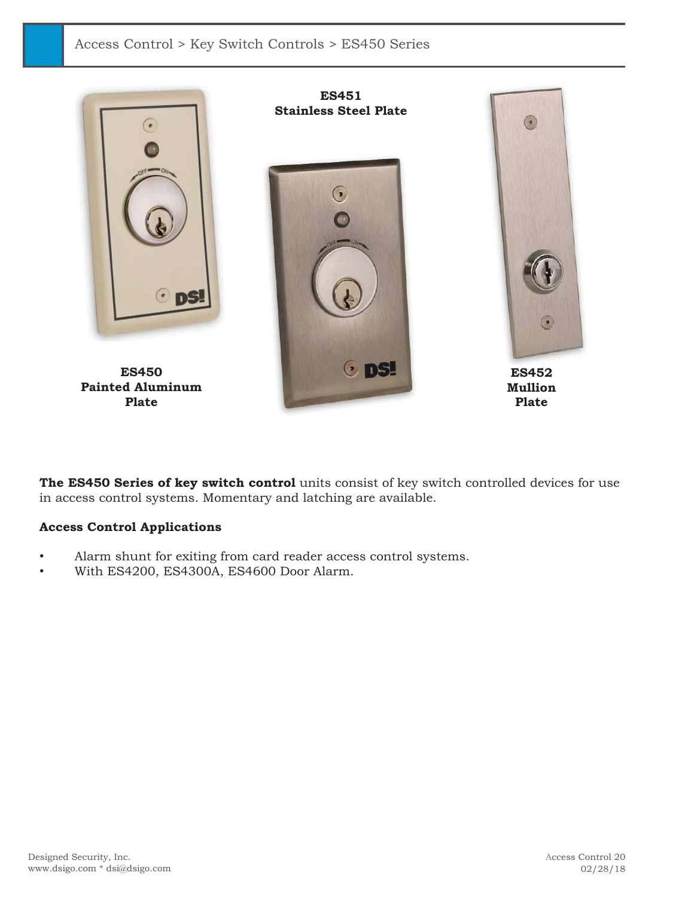Access Control > Key Switch Controls > ES450 Series

**ES450**
**Painted Aluminum Plate**

**ES451**
**Stainless Steel Plate**

**ES452**
**Mullion Plate**

**The ES450 Series of key switch control** units consist of key switch controlled devices for use in access control systems. Momentary and latching are available.

**Access Control Applications**

- Alarm shunt for exiting from card reader access control systems.
- With ES4200, ES4300A, ES4600 Door Alarm.

Designed Security, Inc.
www.dsigo.com * dsi@dsigo.com

Access Control 20
02/28/18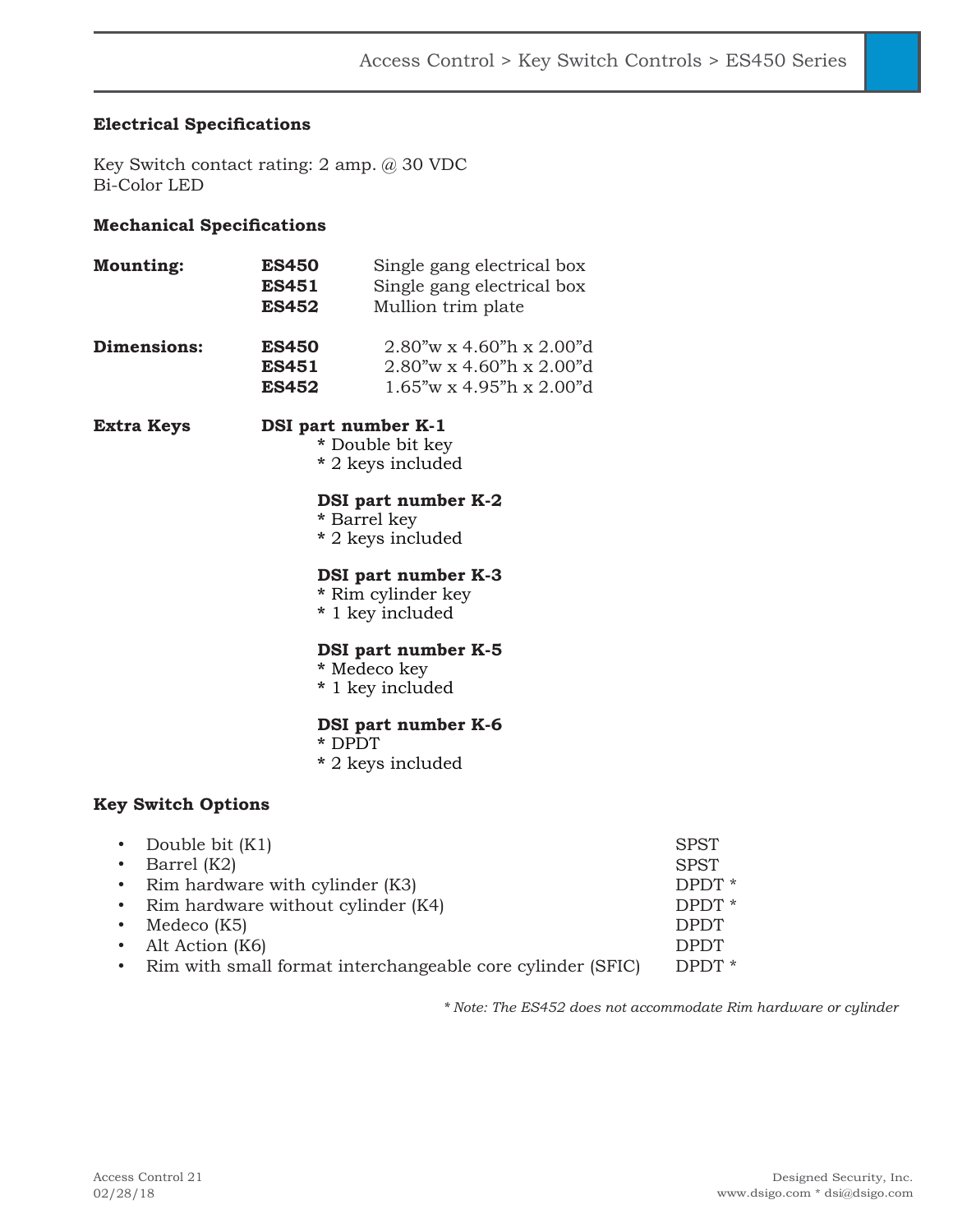**Electrical Specifications**

Key Switch contact rating: 2 amp. @ 30 VDC
Bi-Color LED

**Mechanical Specifications**

| | | |
|---|---|---|
| **Mounting:** | **ES450** | Single gang electrical box |
| | **ES451** | Single gang electrical box |
| | **ES452** | Mullion trim plate |
| **Dimensions:** | **ES450** | 2.80"w x 4.60"h x 2.00"d |
| | **ES451** | 2.80"w x 4.60"h x 2.00"d |
| | **ES452** | 1.65"w x 4.95"h x 2.00"d |

**Extra Keys**

**DSI part number K-1**
* Double bit key
* 2 keys included

**DSI part number K-2**
* Barrel key
* 2 keys included

**DSI part number K-3**
* Rim cylinder key
* 1 key included

**DSI part number K-5**
* Medeco key
* 1 key included

**DSI part number K-6**
* DPDT
* 2 keys included

**Key Switch Options**

| | |
|---|---|
| • Double bit (K1) | SPST |
| • Barrel (K2) | SPST |
| • Rim hardware with cylinder (K3) | DPDT * |
| • Rim hardware without cylinder (K4) | DPDT * |
| • Medeco (K5) | DPDT |
| • Alt Action (K6) | DPDT |
| • Rim with small format interchangeable core cylinder (SFIC) | DPDT * |

*\* Note: The ES452 does not accommodate Rim hardware or cylinder*